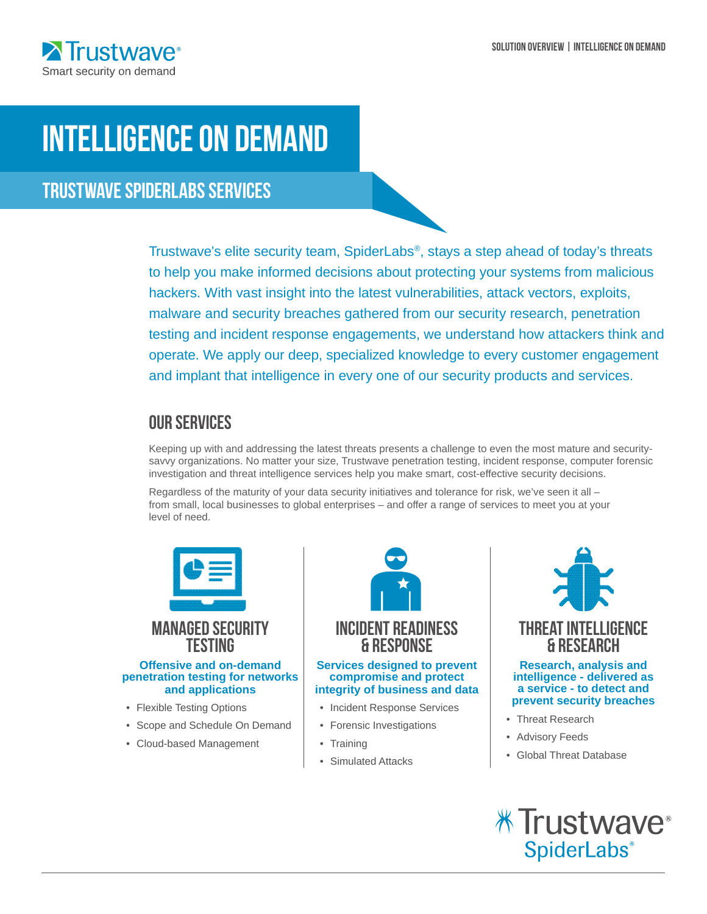# INTELLIGENCE ON DEMAND

## TRUSTWAVE SPIDERLABS SERVICES

Trustwave's elite security team, SpiderLabs®, stays a step ahead of today's threats to help you make informed decisions about protecting your systems from malicious hackers. With vast insight into the latest vulnerabilities, attack vectors, exploits, malware and security breaches gathered from our security research, penetration testing and incident response engagements, we understand how attackers think and operate. We apply our deep, specialized knowledge to every customer engagement and implant that intelligence in every one of our security products and services.

## OUR SERVICES

Keeping up with and addressing the latest threats presents a challenge to even the most mature and security-savvy organizations. No matter your size, Trustwave penetration testing, incident response, computer forensic investigation and threat intelligence services help you make smart, cost-effective security decisions.

Regardless of the maturity of your data security initiatives and tolerance for risk, we've seen it all – from small, local businesses to global enterprises – and offer a range of services to meet you at your level of need.

### MANAGED SECURITY TESTING

**Offensive and on-demand penetration testing for networks and applications**

- Flexible Testing Options
- Scope and Schedule On Demand
- Cloud-based Management

### INCIDENT READINESS & RESPONSE

**Services designed to prevent compromise and protect integrity of business and data**

- Incident Response Services
- Forensic Investigations
- Training
- Simulated Attacks

### THREAT INTELLIGENCE & RESEARCH

**Research, analysis and intelligence - delivered as a service - to detect and prevent security breaches**

- Threat Research
- Advisory Feeds
- Global Threat Database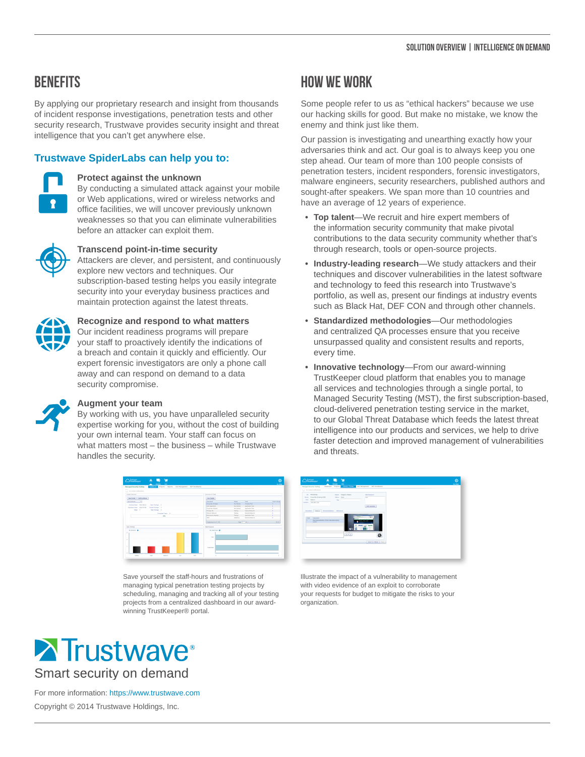## BENEFITS

By applying our proprietary research and insight from thousands of incident response investigations, penetration tests and other security research, Trustwave provides security insight and threat intelligence that you can't get anywhere else.

### Trustwave SpiderLabs can help you to:

**Protect against the unknown**
By conducting a simulated attack against your mobile or Web applications, wired or wireless networks and office facilities, we will uncover previously unknown weaknesses so that you can eliminate vulnerabilities before an attacker can exploit them.

**Transcend point-in-time security**
Attackers are clever, and persistent, and continuously explore new vectors and techniques. Our subscription-based testing helps you easily integrate security into your everyday business practices and maintain protection against the latest threats.

**Recognize and respond to what matters**
Our incident readiness programs will prepare your staff to proactively identify the indications of a breach and contain it quickly and efficiently. Our expert forensic investigators are only a phone call away and can respond on demand to a data security compromise.

**Augment your team**
By working with us, you have unparalleled security expertise working for you, without the cost of building your own internal team. Your staff can focus on what matters most – the business – while Trustwave handles the security.

## HOW WE WORK

Some people refer to us as "ethical hackers" because we use our hacking skills for good. But make no mistake, we know the enemy and think just like them.

Our passion is investigating and unearthing exactly how your adversaries think and act. Our goal is to always keep you one step ahead. Our team of more than 100 people consists of penetration testers, incident responders, forensic investigators, malware engineers, security researchers, published authors and sought-after speakers. We span more than 10 countries and have an average of 12 years of experience.

- **Top talent**—We recruit and hire expert members of the information security community that make pivotal contributions to the data security community whether that's through research, tools or open-source projects.
- **Industry-leading research**—We study attackers and their techniques and discover vulnerabilities in the latest software and technology to feed this research into Trustwave's portfolio, as well as, present our findings at industry events such as Black Hat, DEF CON and through other channels.
- **Standardized methodologies**—Our methodologies and centralized QA processes ensure that you receive unsurpassed quality and consistent results and reports, every time.
- **Innovative technology**—From our award-winning TrustKeeper cloud platform that enables you to manage all services and technologies through a single portal, to Managed Security Testing (MST), the first subscription-based, cloud-delivered penetration testing service in the market, to our Global Threat Database which feeds the latest threat intelligence into our products and services, we help to drive faster detection and improved management of vulnerabilities and threats.

Save yourself the staff-hours and frustrations of managing typical penetration testing projects by scheduling, managing and tracking all of your testing projects from a centralized dashboard in our award-winning TrustKeeper® portal.

Illustrate the impact of a vulnerability to management with video evidence of an exploit to corroborate your requests for budget to mitigate the risks to your organization.

Trustwave®
Smart security on demand

For more information: https://www.trustwave.com

Copyright © 2014 Trustwave Holdings, Inc.